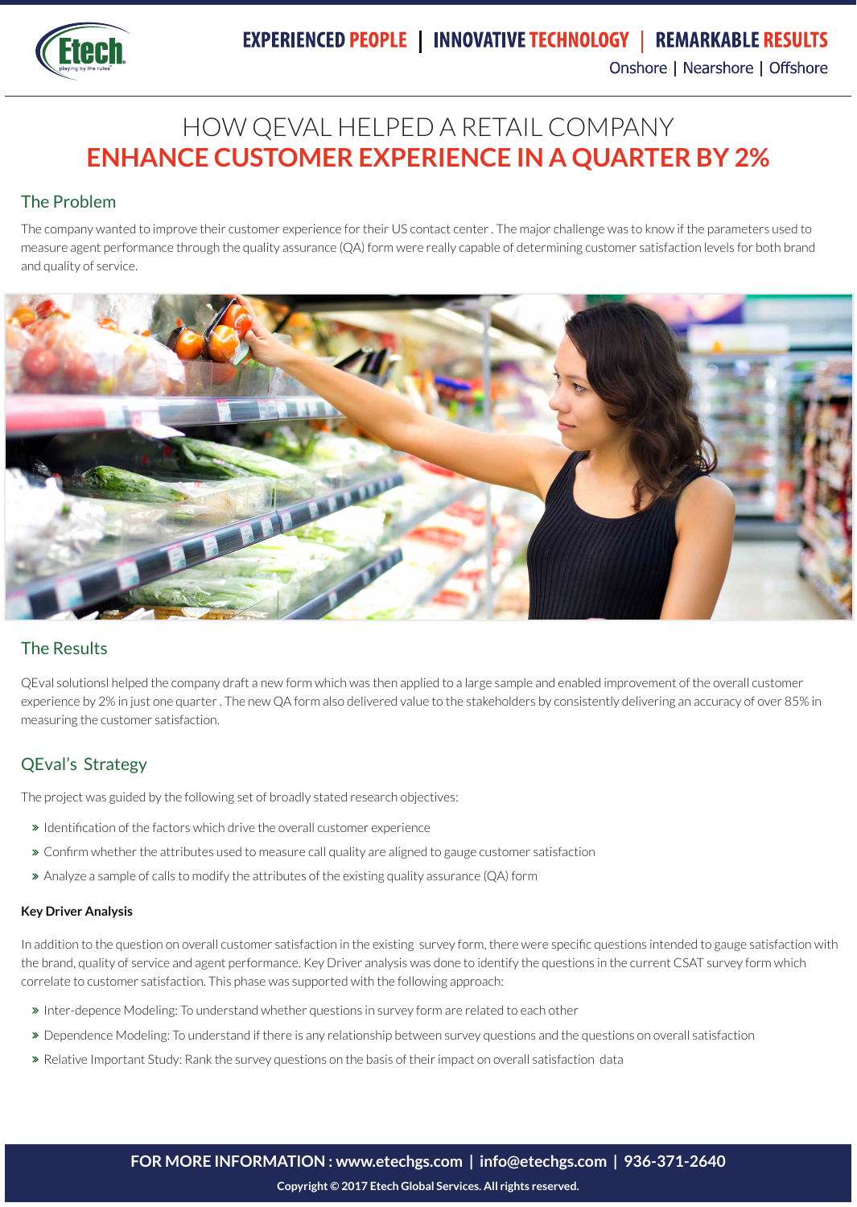EXPERIENCED PEOPLE | INNOVATIVE TECHNOLOGY | REMARKABLE RESULTS

Onshore | Nearshore | Offshore

# HOW QEVAL HELPED A RETAIL COMPANY ENHANCE CUSTOMER EXPERIENCE IN A QUARTER BY 2%

## The Problem

The company wanted to improve their customer experience for their US contact center . The major challenge was to know if the parameters used to measure agent performance through the quality assurance (QA) form were really capable of determining customer satisfaction levels for both brand and quality of service.

## The Results

QEval solutionsl helped the company draft a new form which was then applied to a large sample and enabled improvement of the overall customer experience by 2% in just one quarter . The new QA form also delivered value to the stakeholders by consistently delivering an accuracy of over 85% in measuring the customer satisfaction.

## QEval's Strategy

The project was guided by the following set of broadly stated research objectives:

- Identification of the factors which drive the overall customer experience
- Confirm whether the attributes used to measure call quality are aligned to gauge customer satisfaction
- Analyze a sample of calls to modify the attributes of the existing quality assurance (QA) form

**Key Driver Analysis**

In addition to the question on overall customer satisfaction in the existing survey form, there were specific questions intended to gauge satisfaction with the brand, quality of service and agent performance. Key Driver analysis was done to identify the questions in the current CSAT survey form which correlate to customer satisfaction. This phase was supported with the following approach:

- Inter-depence Modeling: To understand whether questions in survey form are related to each other
- Dependence Modeling: To understand if there is any relationship between survey questions and the questions on overall satisfaction
- Relative Important Study: Rank the survey questions on the basis of their impact on overall satisfaction data

**FOR MORE INFORMATION : www.etechgs.com | info@etechgs.com | 936-371-2640**

**Copyright © 2017 Etech Global Services. All rights reserved.**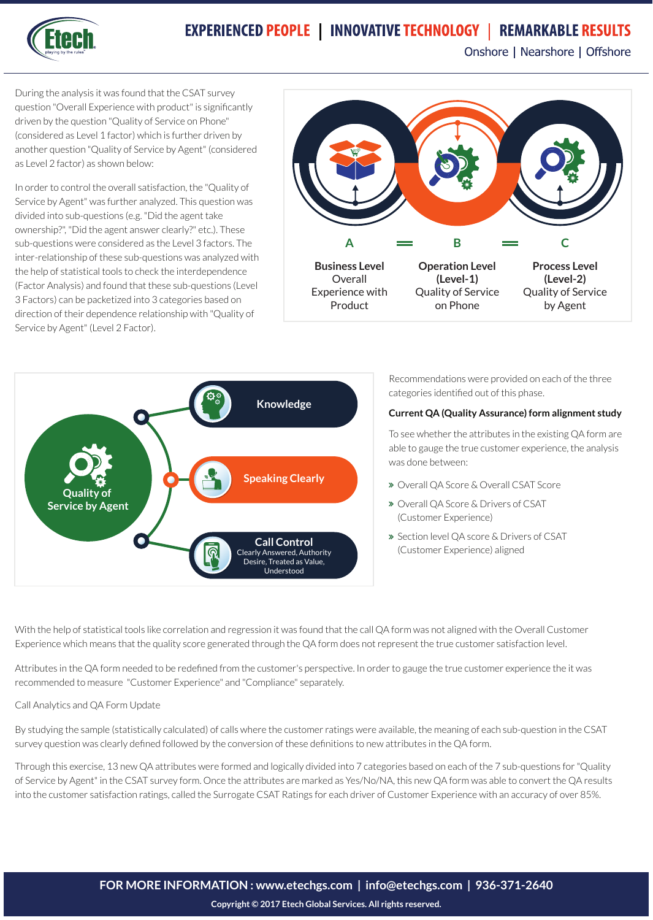During the analysis it was found that the CSAT survey question "Overall Experience with product" is significantly driven by the question "Quality of Service on Phone" (considered as Level 1 factor) which is further driven by another question "Quality of Service by Agent" (considered as Level 2 factor) as shown below:

In order to control the overall satisfaction, the "Quality of Service by Agent" was further analyzed. This question was divided into sub-questions (e.g. "Did the agent take ownership?", "Did the agent answer clearly?" etc.). These sub-questions were considered as the Level 3 factors. The inter-relationship of these sub-questions was analyzed with the help of statistical tools to check the interdependence (Factor Analysis) and found that these sub-questions (Level 3 Factors) can be packetized into 3 categories based on direction of their dependence relationship with "Quality of Service by Agent" (Level 2 Factor).

A = B = C

**Business Level**
Overall Experience with Product

**Operation Level (Level-1)**
Quality of Service on Phone

**Process Level (Level-2)**
Quality of Service by Agent

Quality of Service by Agent

Knowledge

Speaking Clearly

Call Control
Clearly Answered, Authority Desire, Treated as Value, Understood

Recommendations were provided on each of the three categories identified out of this phase.

**Current QA (Quality Assurance) form alignment study**

To see whether the attributes in the existing QA form are able to gauge the true customer experience, the analysis was done between:

- Overall QA Score & Overall CSAT Score
- Overall QA Score & Drivers of CSAT (Customer Experience)
- Section level QA score & Drivers of CSAT (Customer Experience) aligned

With the help of statistical tools like correlation and regression it was found that the call QA form was not aligned with the Overall Customer Experience which means that the quality score generated through the QA form does not represent the true customer satisfaction level.

Attributes in the QA form needed to be redefined from the customer's perspective. In order to gauge the true customer experience the it was recommended to measure "Customer Experience" and "Compliance" separately.

Call Analytics and QA Form Update

By studying the sample (statistically calculated) of calls where the customer ratings were available, the meaning of each sub-question in the CSAT survey question was clearly defined followed by the conversion of these definitions to new attributes in the QA form.

Through this exercise, 13 new QA attributes were formed and logically divided into 7 categories based on each of the 7 sub-questions for "Quality of Service by Agent" in the CSAT survey form. Once the attributes are marked as Yes/No/NA, this new QA form was able to convert the QA results into the customer satisfaction ratings, called the Surrogate CSAT Ratings for each driver of Customer Experience with an accuracy of over 85%.

**FOR MORE INFORMATION : www.etechgs.com | info@etechgs.com | 936-371-2640**

Copyright © 2017 Etech Global Services. All rights reserved.